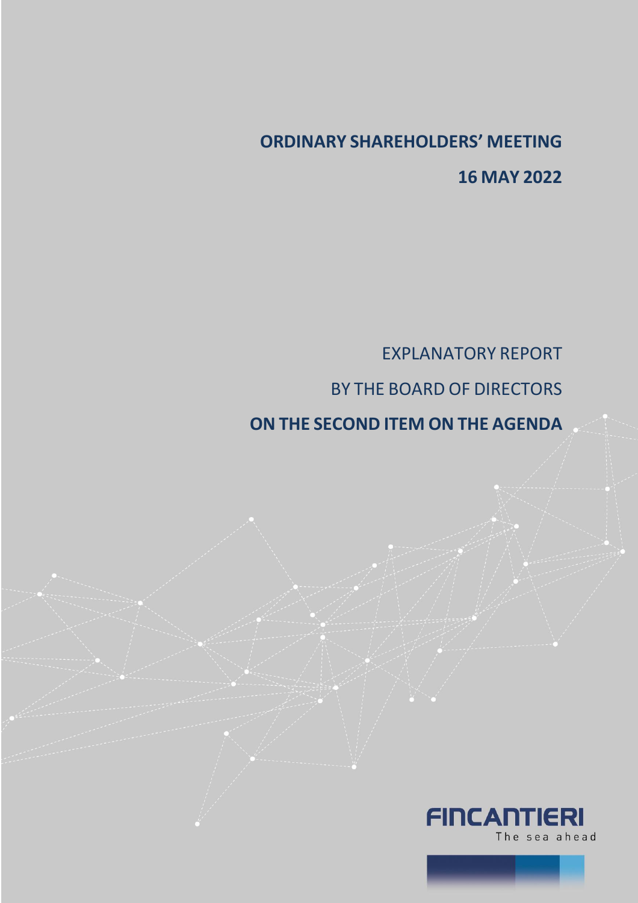# ORDINARY SHAREHOLDERS' MEETING

## 16 MAY 2022

EXPLANATORY REPORT

BY THE BOARD OF DIRECTORS

**ON THE SECOND ITEM ON THE AGENDA**

FINCANTIERI

The sea ahead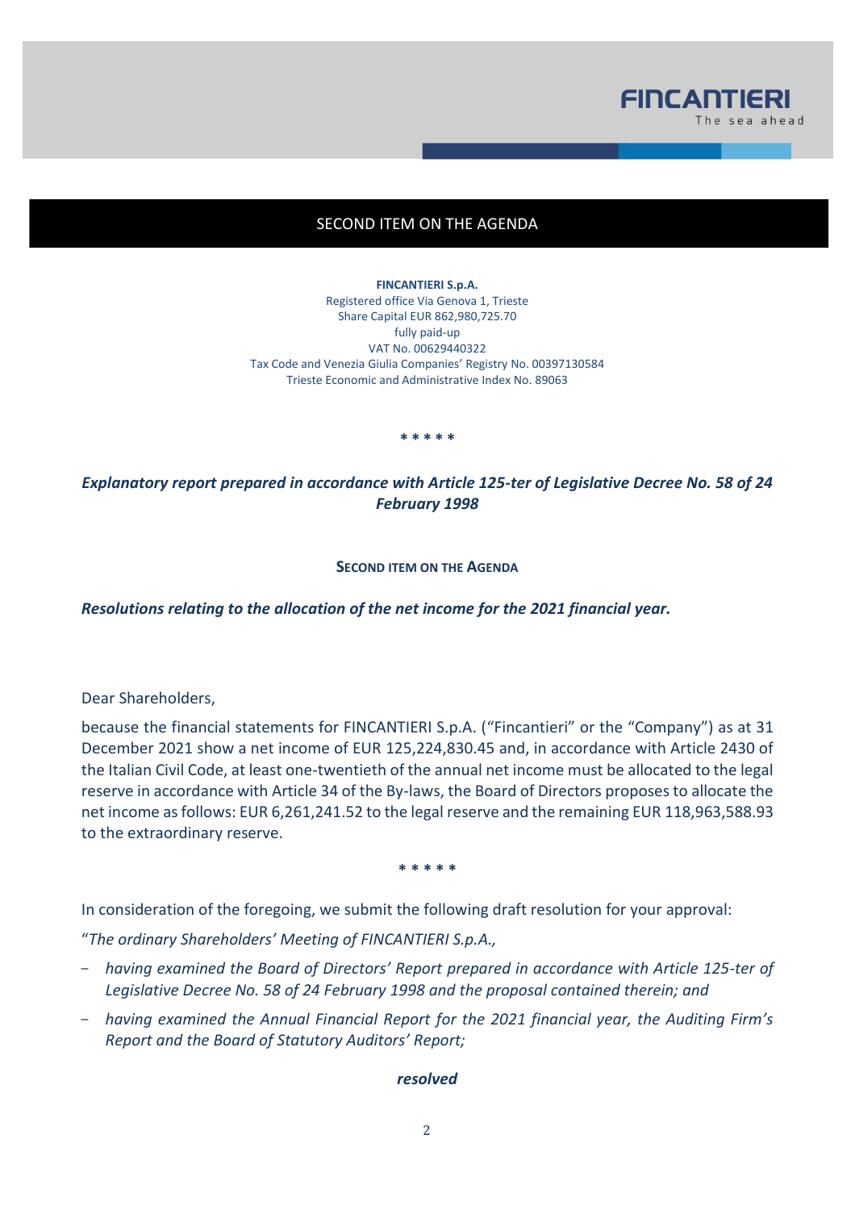# SECOND ITEM ON THE AGENDA

**FINCANTIERI S.p.A.**
Registered office Via Genova 1, Trieste
Share Capital EUR 862,980,725.70
fully paid-up
VAT No. 00629440322
Tax Code and Venezia Giulia Companies' Registry No. 00397130584
Trieste Economic and Administrative Index No. 89063

\* \* \* \* \*

***Explanatory report prepared in accordance with Article 125-ter of Legislative Decree No. 58 of 24 February 1998***

## SECOND ITEM ON THE AGENDA

***Resolutions relating to the allocation of the net income for the 2021 financial year.***

Dear Shareholders,

because the financial statements for FINCANTIERI S.p.A. ("Fincantieri" or the "Company") as at 31 December 2021 show a net income of EUR 125,224,830.45 and, in accordance with Article 2430 of the Italian Civil Code, at least one-twentieth of the annual net income must be allocated to the legal reserve in accordance with Article 34 of the By-laws, the Board of Directors proposes to allocate the net income as follows: EUR 6,261,241.52 to the legal reserve and the remaining EUR 118,963,588.93 to the extraordinary reserve.

\* \* \* \* \*

In consideration of the foregoing, we submit the following draft resolution for your approval:

"*The ordinary Shareholders' Meeting of FINCANTIERI S.p.A.,*

- *having examined the Board of Directors' Report prepared in accordance with Article 125-ter of Legislative Decree No. 58 of 24 February 1998 and the proposal contained therein; and*
- *having examined the Annual Financial Report for the 2021 financial year, the Auditing Firm's Report and the Board of Statutory Auditors' Report;*

***resolved***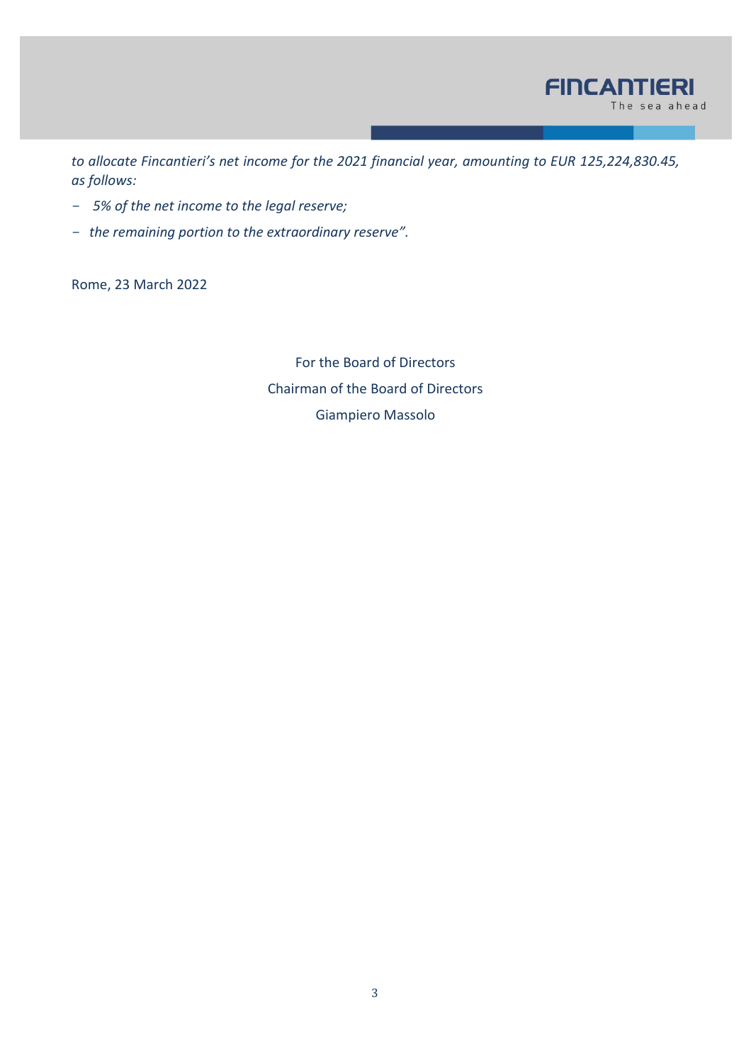*to allocate Fincantieri's net income for the 2021 financial year, amounting to EUR 125,224,830.45, as follows:*

- *5% of the net income to the legal reserve;*
- *the remaining portion to the extraordinary reserve".*

Rome, 23 March 2022

For the Board of Directors

Chairman of the Board of Directors

Giampiero Massolo